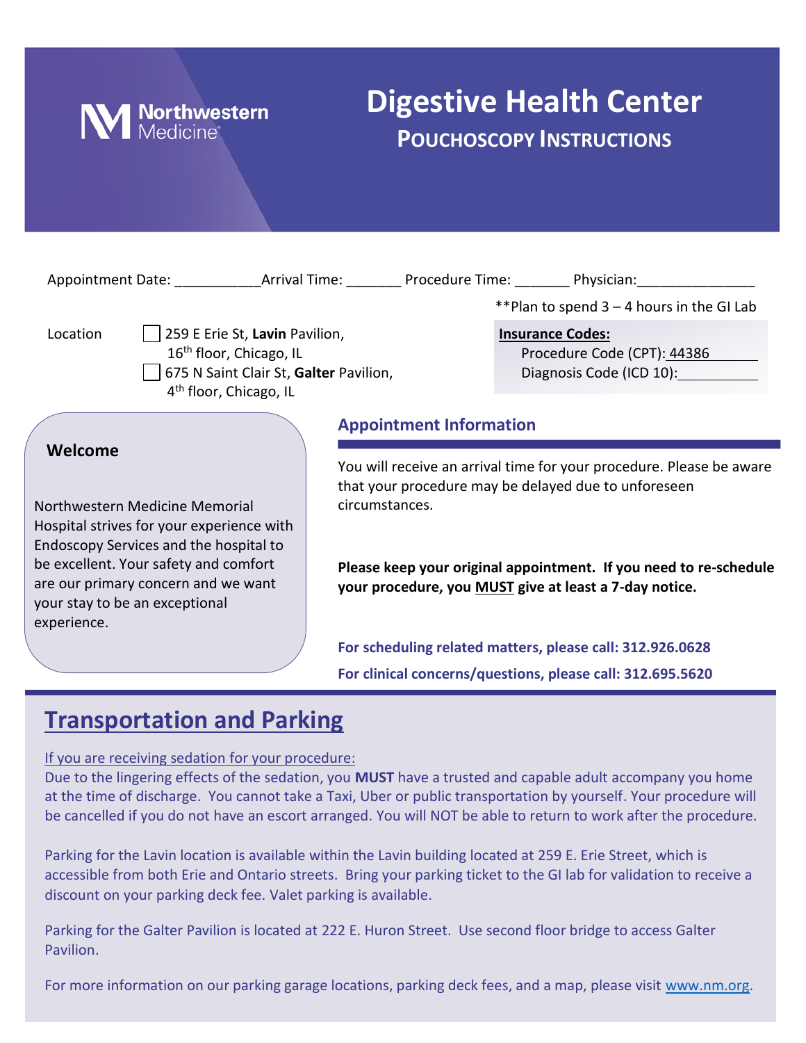Northwestern Medicine

# Digestive Health Center

## POUCHOSCOPY INSTRUCTIONS

Appointment Date: ___________ Arrival Time: _______ Procedure Time: _______ Physician: _______________

**Plan to spend 3 – 4 hours in the GI Lab

Location
- ☐ 259 E Erie St, **Lavin** Pavilion, 16th floor, Chicago, IL
- ☐ 675 N Saint Clair St, **Galter** Pavilion, 4th floor, Chicago, IL

**Insurance Codes:**

Procedure Code (CPT): 44386

Diagnosis Code (ICD 10): __________

### Welcome

Northwestern Medicine Memorial Hospital strives for your experience with Endoscopy Services and the hospital to be excellent. Your safety and comfort are our primary concern and we want your stay to be an exceptional experience.

### Appointment Information

You will receive an arrival time for your procedure. Please be aware that your procedure may be delayed due to unforeseen circumstances.

**Please keep your original appointment. If you need to re-schedule your procedure, you MUST give at least a 7-day notice.**

**For scheduling related matters, please call: 312.926.0628**

**For clinical concerns/questions, please call: 312.695.5620**

## Transportation and Parking

If you are receiving sedation for your procedure:

Due to the lingering effects of the sedation, you **MUST** have a trusted and capable adult accompany you home at the time of discharge. You cannot take a Taxi, Uber or public transportation by yourself. Your procedure will be cancelled if you do not have an escort arranged. You will NOT be able to return to work after the procedure.

Parking for the Lavin location is available within the Lavin building located at 259 E. Erie Street, which is accessible from both Erie and Ontario streets. Bring your parking ticket to the GI lab for validation to receive a discount on your parking deck fee. Valet parking is available.

Parking for the Galter Pavilion is located at 222 E. Huron Street. Use second floor bridge to access Galter Pavilion.

For more information on our parking garage locations, parking deck fees, and a map, please visit www.nm.org.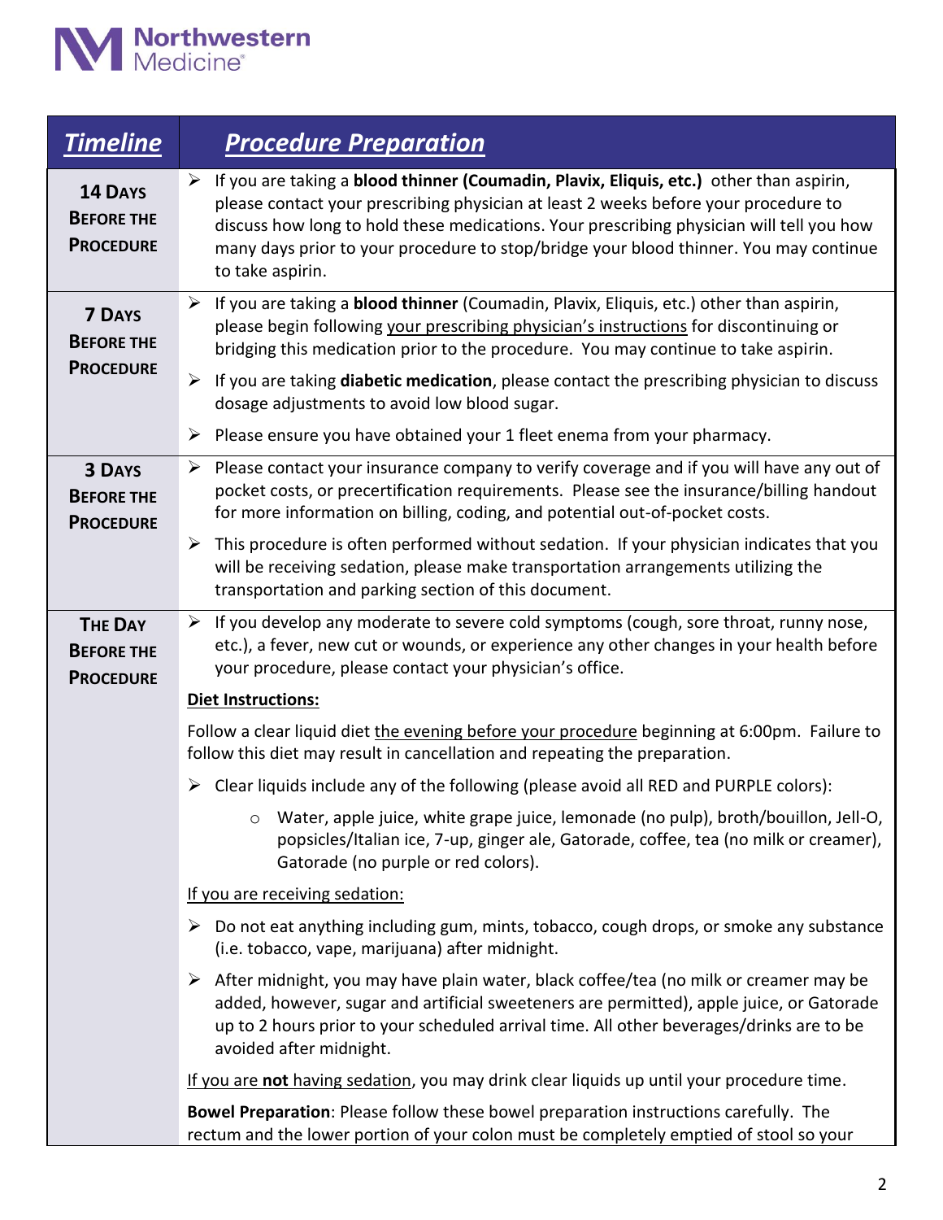| *Timeline* | *Procedure Preparation* |
|---|---|
| **14 Days Before the Procedure** | ➢ If you are taking a **blood thinner (Coumadin, Plavix, Eliquis, etc.)** other than aspirin, please contact your prescribing physician at least 2 weeks before your procedure to discuss how long to hold these medications. Your prescribing physician will tell you how many days prior to your procedure to stop/bridge your blood thinner. You may continue to take aspirin. |
| **7 Days Before the Procedure** | ➢ If you are taking a **blood thinner** (Coumadin, Plavix, Eliquis, etc.) other than aspirin, please begin following your prescribing physician's instructions for discontinuing or bridging this medication prior to the procedure. You may continue to take aspirin.<br>➢ If you are taking **diabetic medication**, please contact the prescribing physician to discuss dosage adjustments to avoid low blood sugar.<br>➢ Please ensure you have obtained your 1 fleet enema from your pharmacy. |
| **3 Days Before the Procedure** | ➢ Please contact your insurance company to verify coverage and if you will have any out of pocket costs, or precertification requirements. Please see the insurance/billing handout for more information on billing, coding, and potential out-of-pocket costs.<br>➢ This procedure is often performed without sedation. If your physician indicates that you will be receiving sedation, please make transportation arrangements utilizing the transportation and parking section of this document. |
| **The Day Before the Procedure** | ➢ If you develop any moderate to severe cold symptoms (cough, sore throat, runny nose, etc.), a fever, new cut or wounds, or experience any other changes in your health before your procedure, please contact your physician's office.<br>**Diet Instructions:**<br>Follow a clear liquid diet the evening before your procedure beginning at 6:00pm. Failure to follow this diet may result in cancellation and repeating the preparation.<br>➢ Clear liquids include any of the following (please avoid all RED and PURPLE colors):<br>○ Water, apple juice, white grape juice, lemonade (no pulp), broth/bouillon, Jell-O, popsicles/Italian ice, 7-up, ginger ale, Gatorade, coffee, tea (no milk or creamer), Gatorade (no purple or red colors).<br>If you are receiving sedation:<br>➢ Do not eat anything including gum, mints, tobacco, cough drops, or smoke any substance (i.e. tobacco, vape, marijuana) after midnight.<br>➢ After midnight, you may have plain water, black coffee/tea (no milk or creamer may be added, however, sugar and artificial sweeteners are permitted), apple juice, or Gatorade up to 2 hours prior to your scheduled arrival time. All other beverages/drinks are to be avoided after midnight.<br>If you are **not** having sedation, you may drink clear liquids up until your procedure time.<br>**Bowel Preparation**: Please follow these bowel preparation instructions carefully. The rectum and the lower portion of your colon must be completely emptied of stool so your |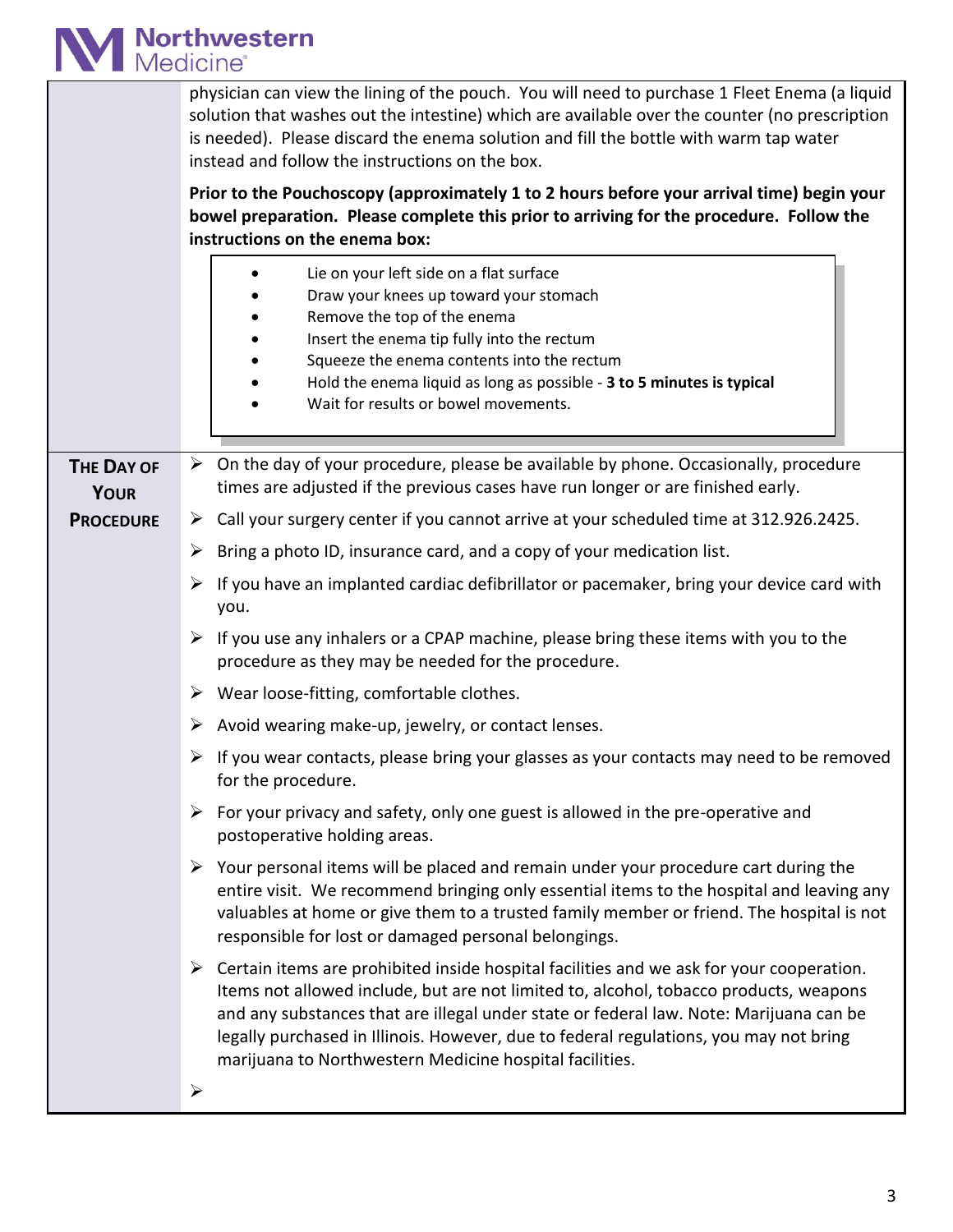physician can view the lining of the pouch. You will need to purchase 1 Fleet Enema (a liquid solution that washes out the intestine) which are available over the counter (no prescription is needed). Please discard the enema solution and fill the bottle with warm tap water instead and follow the instructions on the box.

**Prior to the Pouchoscopy (approximately 1 to 2 hours before your arrival time) begin your bowel preparation. Please complete this prior to arriving for the procedure. Follow the instructions on the enema box:**

- Lie on your left side on a flat surface
- Draw your knees up toward your stomach
- Remove the top of the enema
- Insert the enema tip fully into the rectum
- Squeeze the enema contents into the rectum
- Hold the enema liquid as long as possible - **3 to 5 minutes is typical**
- Wait for results or bowel movements.

## The Day of Your Procedure

- On the day of your procedure, please be available by phone. Occasionally, procedure times are adjusted if the previous cases have run longer or are finished early.
- Call your surgery center if you cannot arrive at your scheduled time at 312.926.2425.
- Bring a photo ID, insurance card, and a copy of your medication list.
- If you have an implanted cardiac defibrillator or pacemaker, bring your device card with you.
- If you use any inhalers or a CPAP machine, please bring these items with you to the procedure as they may be needed for the procedure.
- Wear loose-fitting, comfortable clothes.
- Avoid wearing make-up, jewelry, or contact lenses.
- If you wear contacts, please bring your glasses as your contacts may need to be removed for the procedure.
- For your privacy and safety, only one guest is allowed in the pre-operative and postoperative holding areas.
- Your personal items will be placed and remain under your procedure cart during the entire visit. We recommend bringing only essential items to the hospital and leaving any valuables at home or give them to a trusted family member or friend. The hospital is not responsible for lost or damaged personal belongings.
- Certain items are prohibited inside hospital facilities and we ask for your cooperation. Items not allowed include, but are not limited to, alcohol, tobacco products, weapons and any substances that are illegal under state or federal law. Note: Marijuana can be legally purchased in Illinois. However, due to federal regulations, you may not bring marijuana to Northwestern Medicine hospital facilities.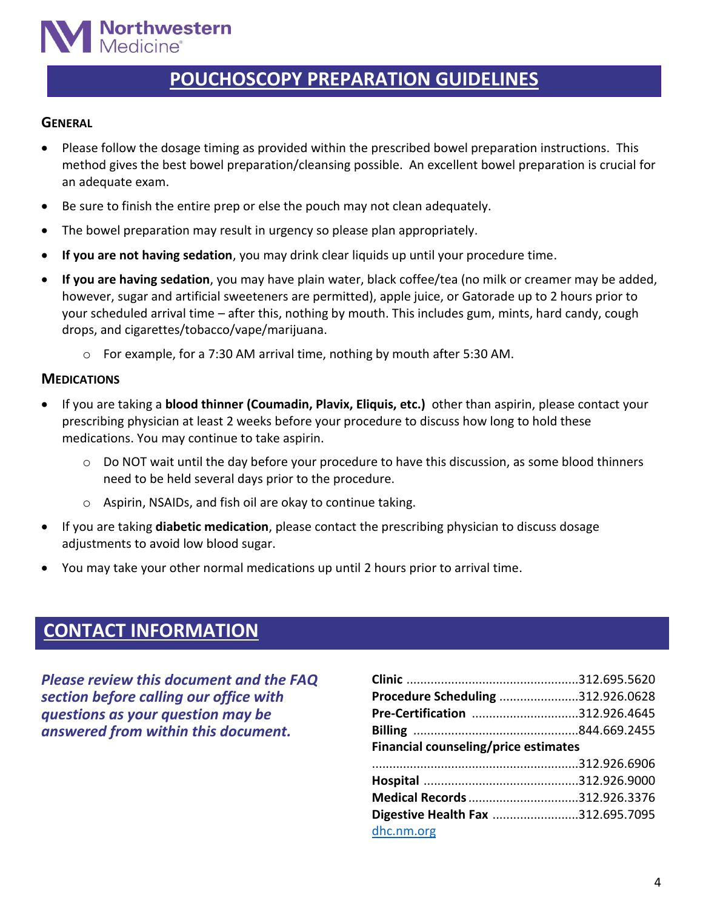# POUCHOSCOPY PREPARATION GUIDELINES

## GENERAL

- Please follow the dosage timing as provided within the prescribed bowel preparation instructions. This method gives the best bowel preparation/cleansing possible. An excellent bowel preparation is crucial for an adequate exam.
- Be sure to finish the entire prep or else the pouch may not clean adequately.
- The bowel preparation may result in urgency so please plan appropriately.
- **If you are not having sedation**, you may drink clear liquids up until your procedure time.
- **If you are having sedation**, you may have plain water, black coffee/tea (no milk or creamer may be added, however, sugar and artificial sweeteners are permitted), apple juice, or Gatorade up to 2 hours prior to your scheduled arrival time – after this, nothing by mouth. This includes gum, mints, hard candy, cough drops, and cigarettes/tobacco/vape/marijuana.
  - For example, for a 7:30 AM arrival time, nothing by mouth after 5:30 AM.

## MEDICATIONS

- If you are taking a **blood thinner (Coumadin, Plavix, Eliquis, etc.)** other than aspirin, please contact your prescribing physician at least 2 weeks before your procedure to discuss how long to hold these medications. You may continue to take aspirin.
  - Do NOT wait until the day before your procedure to have this discussion, as some blood thinners need to be held several days prior to the procedure.
  - Aspirin, NSAIDs, and fish oil are okay to continue taking.
- If you are taking **diabetic medication**, please contact the prescribing physician to discuss dosage adjustments to avoid low blood sugar.
- You may take your other normal medications up until 2 hours prior to arrival time.

# CONTACT INFORMATION

***Please review this document and the FAQ section before calling our office with questions as your question may be answered from within this document.***

**Clinic** ....................................................312.695.5620
**Procedure Scheduling** .......................312.926.0628
**Pre-Certification** ...............................312.926.4645
**Billing** ................................................844.669.2455
**Financial counseling/price estimates**
............................................................312.926.6906
**Hospital** .............................................312.926.9000
**Medical Records** ................................312.926.3376
**Digestive Health Fax** .........................312.695.7095
dhc.nm.org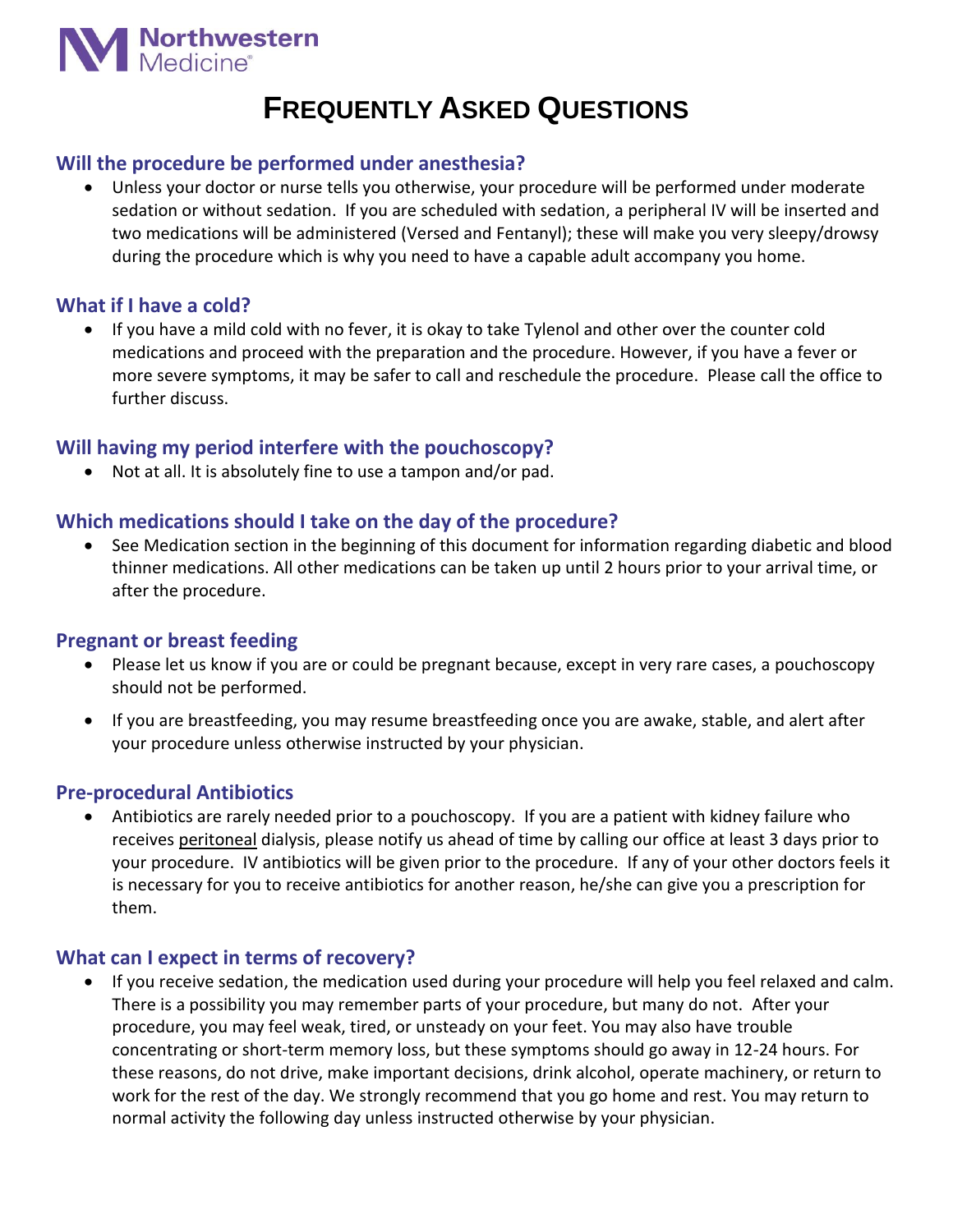Northwestern Medicine®

# Frequently Asked Questions

## Will the procedure be performed under anesthesia?

- Unless your doctor or nurse tells you otherwise, your procedure will be performed under moderate sedation or without sedation. If you are scheduled with sedation, a peripheral IV will be inserted and two medications will be administered (Versed and Fentanyl); these will make you very sleepy/drowsy during the procedure which is why you need to have a capable adult accompany you home.

## What if I have a cold?

- If you have a mild cold with no fever, it is okay to take Tylenol and other over the counter cold medications and proceed with the preparation and the procedure. However, if you have a fever or more severe symptoms, it may be safer to call and reschedule the procedure. Please call the office to further discuss.

## Will having my period interfere with the pouchoscopy?

- Not at all. It is absolutely fine to use a tampon and/or pad.

## Which medications should I take on the day of the procedure?

- See Medication section in the beginning of this document for information regarding diabetic and blood thinner medications. All other medications can be taken up until 2 hours prior to your arrival time, or after the procedure.

## Pregnant or breast feeding

- Please let us know if you are or could be pregnant because, except in very rare cases, a pouchoscopy should not be performed.
- If you are breastfeeding, you may resume breastfeeding once you are awake, stable, and alert after your procedure unless otherwise instructed by your physician.

## Pre-procedural Antibiotics

- Antibiotics are rarely needed prior to a pouchoscopy. If you are a patient with kidney failure who receives peritoneal dialysis, please notify us ahead of time by calling our office at least 3 days prior to your procedure. IV antibiotics will be given prior to the procedure. If any of your other doctors feels it is necessary for you to receive antibiotics for another reason, he/she can give you a prescription for them.

## What can I expect in terms of recovery?

- If you receive sedation, the medication used during your procedure will help you feel relaxed and calm. There is a possibility you may remember parts of your procedure, but many do not. After your procedure, you may feel weak, tired, or unsteady on your feet. You may also have trouble concentrating or short-term memory loss, but these symptoms should go away in 12-24 hours. For these reasons, do not drive, make important decisions, drink alcohol, operate machinery, or return to work for the rest of the day. We strongly recommend that you go home and rest. You may return to normal activity the following day unless instructed otherwise by your physician.